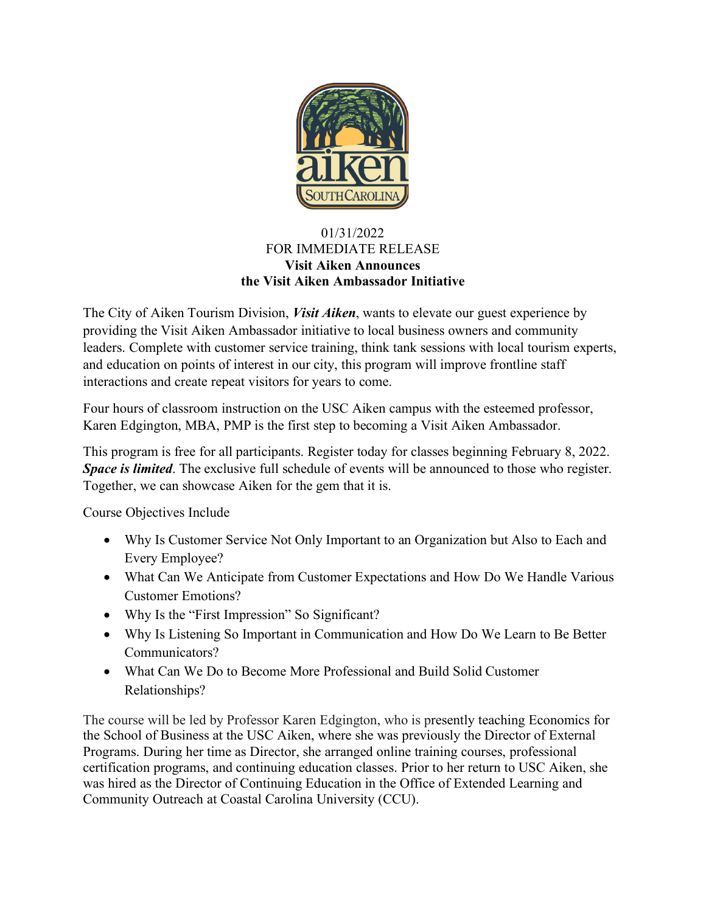01/31/2022

FOR IMMEDIATE RELEASE

**Visit Aiken Announces the Visit Aiken Ambassador Initiative**

The City of Aiken Tourism Division, ***Visit Aiken***, wants to elevate our guest experience by providing the Visit Aiken Ambassador initiative to local business owners and community leaders. Complete with customer service training, think tank sessions with local tourism experts, and education on points of interest in our city, this program will improve frontline staff interactions and create repeat visitors for years to come.

Four hours of classroom instruction on the USC Aiken campus with the esteemed professor, Karen Edgington, MBA, PMP is the first step to becoming a Visit Aiken Ambassador.

This program is free for all participants. Register today for classes beginning February 8, 2022. ***Space is limited***. The exclusive full schedule of events will be announced to those who register. Together, we can showcase Aiken for the gem that it is.

Course Objectives Include

- Why Is Customer Service Not Only Important to an Organization but Also to Each and Every Employee?
- What Can We Anticipate from Customer Expectations and How Do We Handle Various Customer Emotions?
- Why Is the "First Impression" So Significant?
- Why Is Listening So Important in Communication and How Do We Learn to Be Better Communicators?
- What Can We Do to Become More Professional and Build Solid Customer Relationships?

The course will be led by Professor Karen Edgington, who is presently teaching Economics for the School of Business at the USC Aiken, where she was previously the Director of External Programs. During her time as Director, she arranged online training courses, professional certification programs, and continuing education classes. Prior to her return to USC Aiken, she was hired as the Director of Continuing Education in the Office of Extended Learning and Community Outreach at Coastal Carolina University (CCU).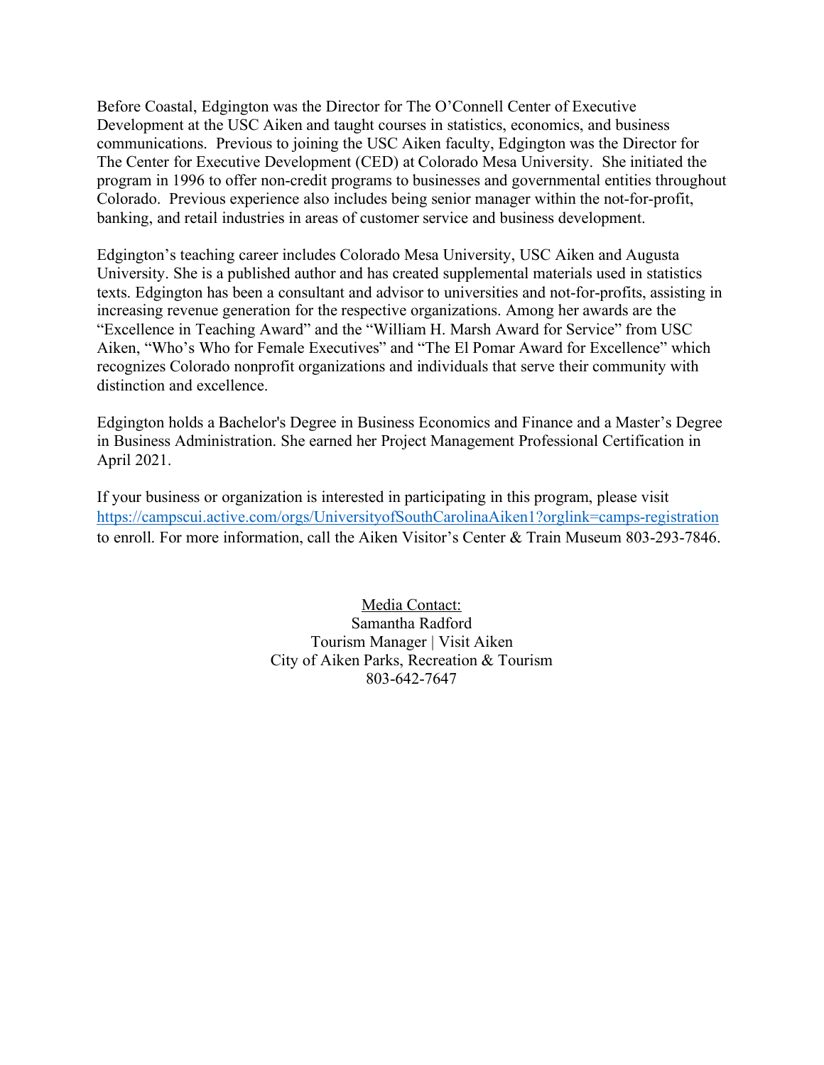Before Coastal, Edgington was the Director for The O'Connell Center of Executive Development at the USC Aiken and taught courses in statistics, economics, and business communications. Previous to joining the USC Aiken faculty, Edgington was the Director for The Center for Executive Development (CED) at Colorado Mesa University. She initiated the program in 1996 to offer non-credit programs to businesses and governmental entities throughout Colorado. Previous experience also includes being senior manager within the not-for-profit, banking, and retail industries in areas of customer service and business development.

Edgington's teaching career includes Colorado Mesa University, USC Aiken and Augusta University. She is a published author and has created supplemental materials used in statistics texts. Edgington has been a consultant and advisor to universities and not-for-profits, assisting in increasing revenue generation for the respective organizations. Among her awards are the "Excellence in Teaching Award" and the "William H. Marsh Award for Service" from USC Aiken, "Who's Who for Female Executives" and "The El Pomar Award for Excellence" which recognizes Colorado nonprofit organizations and individuals that serve their community with distinction and excellence.

Edgington holds a Bachelor's Degree in Business Economics and Finance and a Master's Degree in Business Administration. She earned her Project Management Professional Certification in April 2021.

If your business or organization is interested in participating in this program, please visit [https://campscui.active.com/orgs/UniversityofSouthCarolinaAiken1?orglink=camps-registration](https://campscui.active.com/orgs/UniversityofSouthCarolinaAiken1?orglink=camps-registration) to enroll. For more information, call the Aiken Visitor's Center & Train Museum 803-293-7846.

<u>Media Contact:</u>
Samantha Radford
Tourism Manager | Visit Aiken
City of Aiken Parks, Recreation & Tourism
803-642-7647